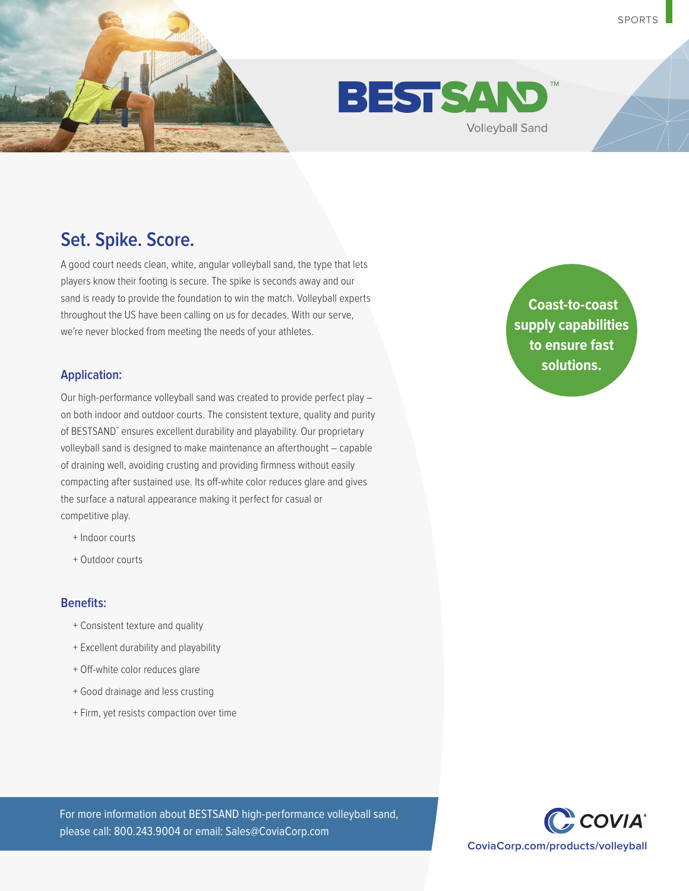SPORTS

# BESTSAND™

Volleyball Sand

## Set. Spike. Score.

A good court needs clean, white, angular volleyball sand, the type that lets players know their footing is secure. The spike is seconds away and our sand is ready to provide the foundation to win the match. Volleyball experts throughout the US have been calling on us for decades. With our serve, we're never blocked from meeting the needs of your athletes.

**Coast-to-coast supply capabilities to ensure fast solutions.**

### Application:

Our high-performance volleyball sand was created to provide perfect play – on both indoor and outdoor courts. The consistent texture, quality and purity of BESTSAND™ ensures excellent durability and playability. Our proprietary volleyball sand is designed to make maintenance an afterthought – capable of draining well, avoiding crusting and providing firmness without easily compacting after sustained use. Its off-white color reduces glare and gives the surface a natural appearance making it perfect for casual or competitive play.

+ Indoor courts
+ Outdoor courts

### Benefits:

+ Consistent texture and quality
+ Excellent durability and playability
+ Off-white color reduces glare
+ Good drainage and less crusting
+ Firm, yet resists compaction over time

For more information about BESTSAND high-performance volleyball sand, please call: 800.243.9004 or email: Sales@CoviaCorp.com

COVIA®

CoviaCorp.com/products/volleyball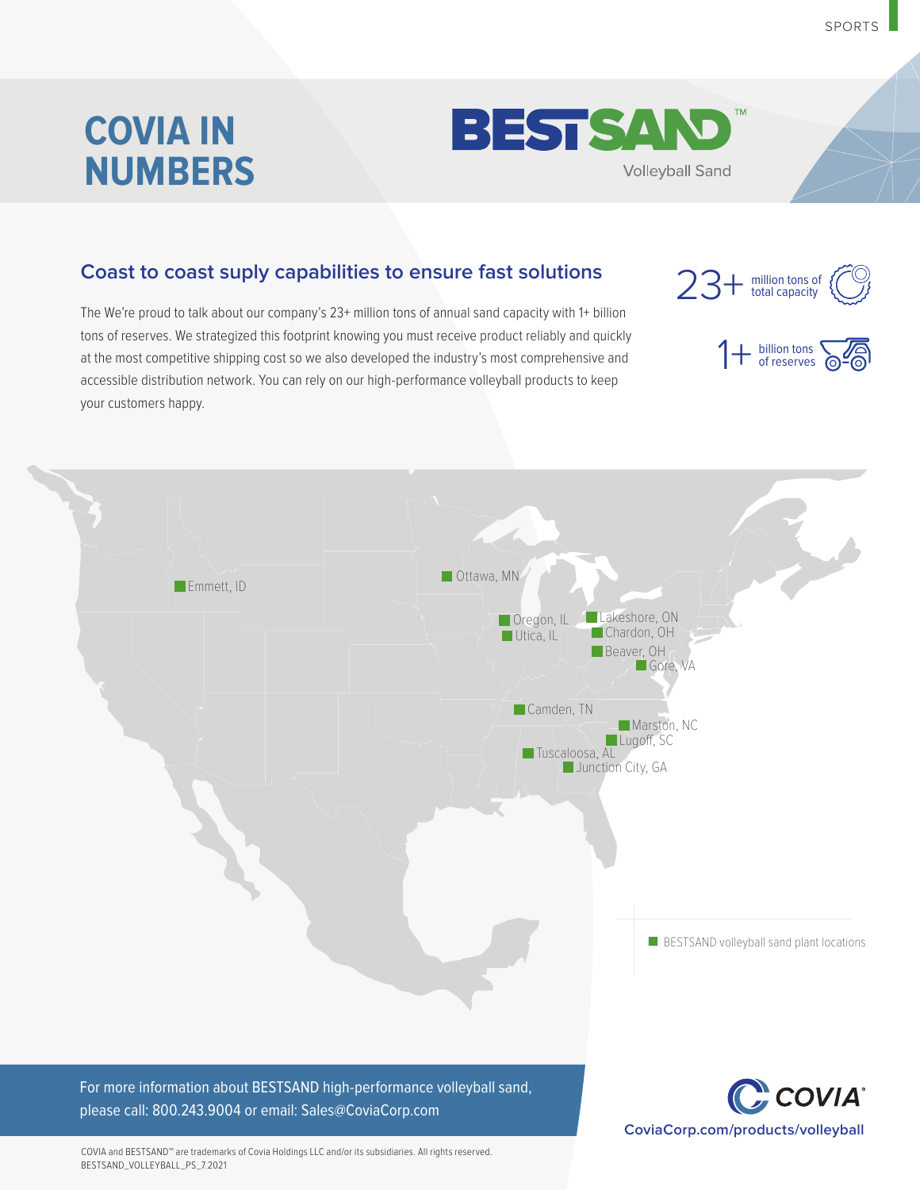SPORTS

# COVIA IN NUMBERS

BESTSAND™

Volleyball Sand

## Coast to coast suply capabilities to ensure fast solutions

The We're proud to talk about our company's 23+ million tons of annual sand capacity with 1+ billion tons of reserves. We strategized this footprint knowing you must receive product reliably and quickly at the most competitive shipping cost so we also developed the industry's most comprehensive and accessible distribution network. You can rely on our high-performance volleyball products to keep your customers happy.

23+ million tons of total capacity

1+ billion tons of reserves

Emmett, ID
Ottawa, MN
Oregon, IL
Utica, IL
Lakeshore, ON
Chardon, OH
Beaver, OH
Gore, VA
Camden, TN
Marston, NC
Lugoff, SC
Tuscaloosa, AL
Junction City, GA

BESTSAND volleyball sand plant locations

For more information about BESTSAND high-performance volleyball sand, please call: 800.243.9004 or email: Sales@CoviaCorp.com

COVIA®

CoviaCorp.com/products/volleyball

COVIA and BESTSAND™ are trademarks of Covia Holdings LLC and/or its subsidiaries. All rights reserved.
BESTSAND_VOLLEYBALL_PS_7.2021